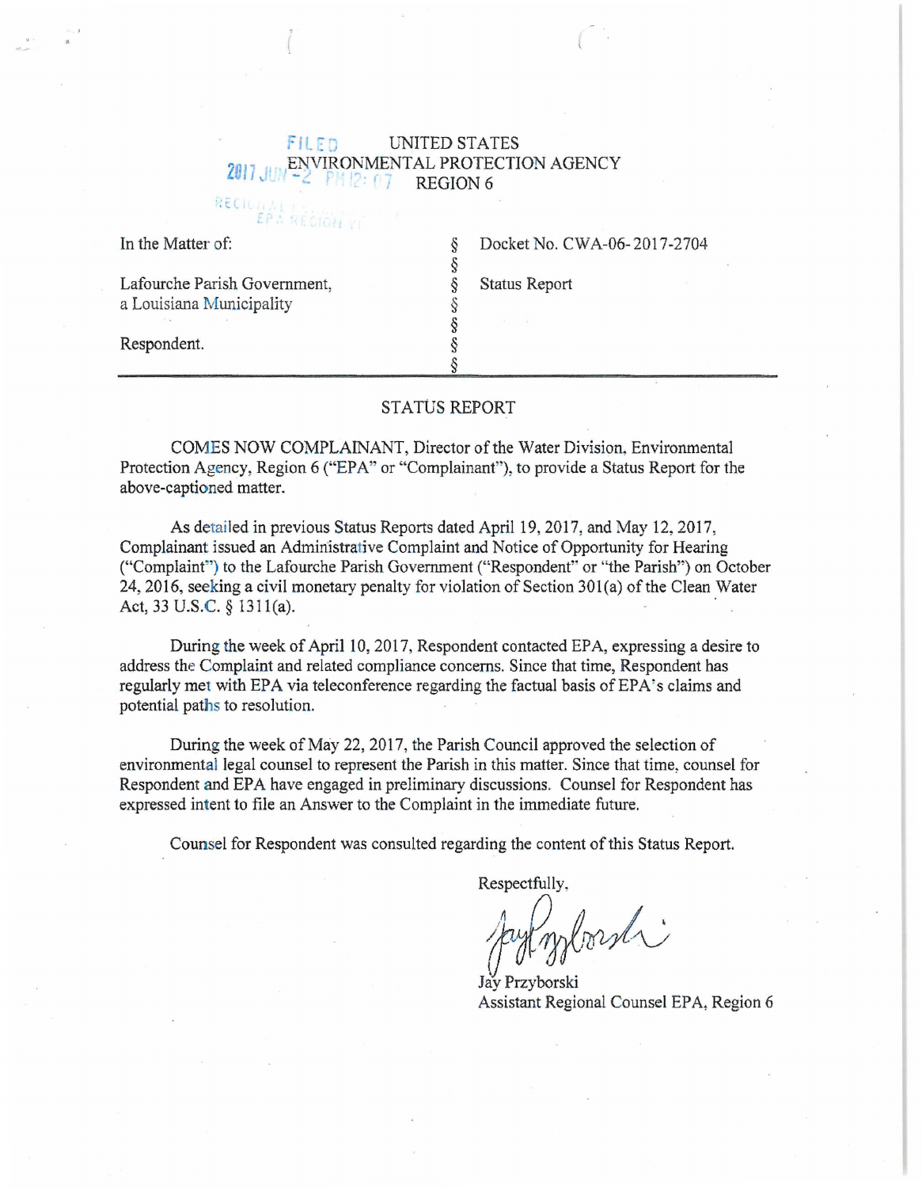FILED 2017 JUN -2 PM 12:07 REGIONAL HEARING CLERK EPA REGION VI

UNITED STATES
ENVIRONMENTAL PROTECTION AGENCY
REGION 6

| | | |
|---|---|---|
| In the Matter of: | § | Docket No. CWA-06-2017-2704 |
| | § | |
| Lafourche Parish Government, a Louisiana Municipality | § | Status Report |
| | § | |
| | § | |
| Respondent. | § | |
| | § | |

## STATUS REPORT

COMES NOW COMPLAINANT, Director of the Water Division, Environmental Protection Agency, Region 6 ("EPA" or "Complainant"), to provide a Status Report for the above-captioned matter.

As detailed in previous Status Reports dated April 19, 2017, and May 12, 2017, Complainant issued an Administrative Complaint and Notice of Opportunity for Hearing ("Complaint") to the Lafourche Parish Government ("Respondent" or "the Parish") on October 24, 2016, seeking a civil monetary penalty for violation of Section 301(a) of the Clean Water Act, 33 U.S.C. § 1311(a).

During the week of April 10, 2017, Respondent contacted EPA, expressing a desire to address the Complaint and related compliance concerns. Since that time, Respondent has regularly met with EPA via teleconference regarding the factual basis of EPA's claims and potential paths to resolution.

During the week of May 22, 2017, the Parish Council approved the selection of environmental legal counsel to represent the Parish in this matter. Since that time, counsel for Respondent and EPA have engaged in preliminary discussions. Counsel for Respondent has expressed intent to file an Answer to the Complaint in the immediate future.

Counsel for Respondent was consulted regarding the content of this Status Report.

Respectfully,

Jay Przyborski
Assistant Regional Counsel EPA, Region 6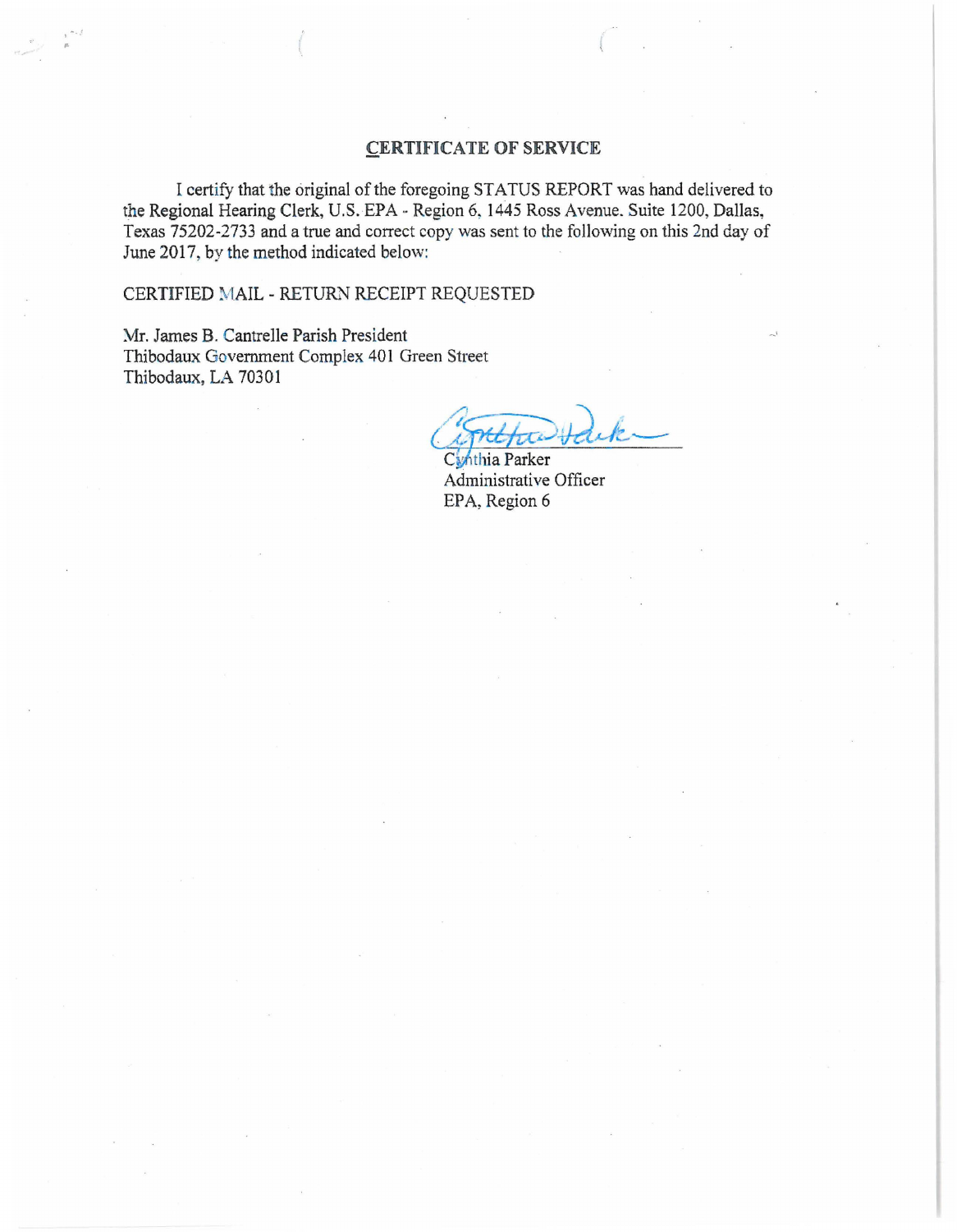## CERTIFICATE OF SERVICE

I certify that the original of the foregoing STATUS REPORT was hand delivered to the Regional Hearing Clerk, U.S. EPA - Region 6, 1445 Ross Avenue. Suite 1200, Dallas, Texas 75202-2733 and a true and correct copy was sent to the following on this 2nd day of June 2017, by the method indicated below:

CERTIFIED MAIL - RETURN RECEIPT REQUESTED

Mr. James B. Cantrelle Parish President
Thibodaux Government Complex 401 Green Street
Thibodaux, LA 70301

Cynthia Parker
Administrative Officer
EPA, Region 6